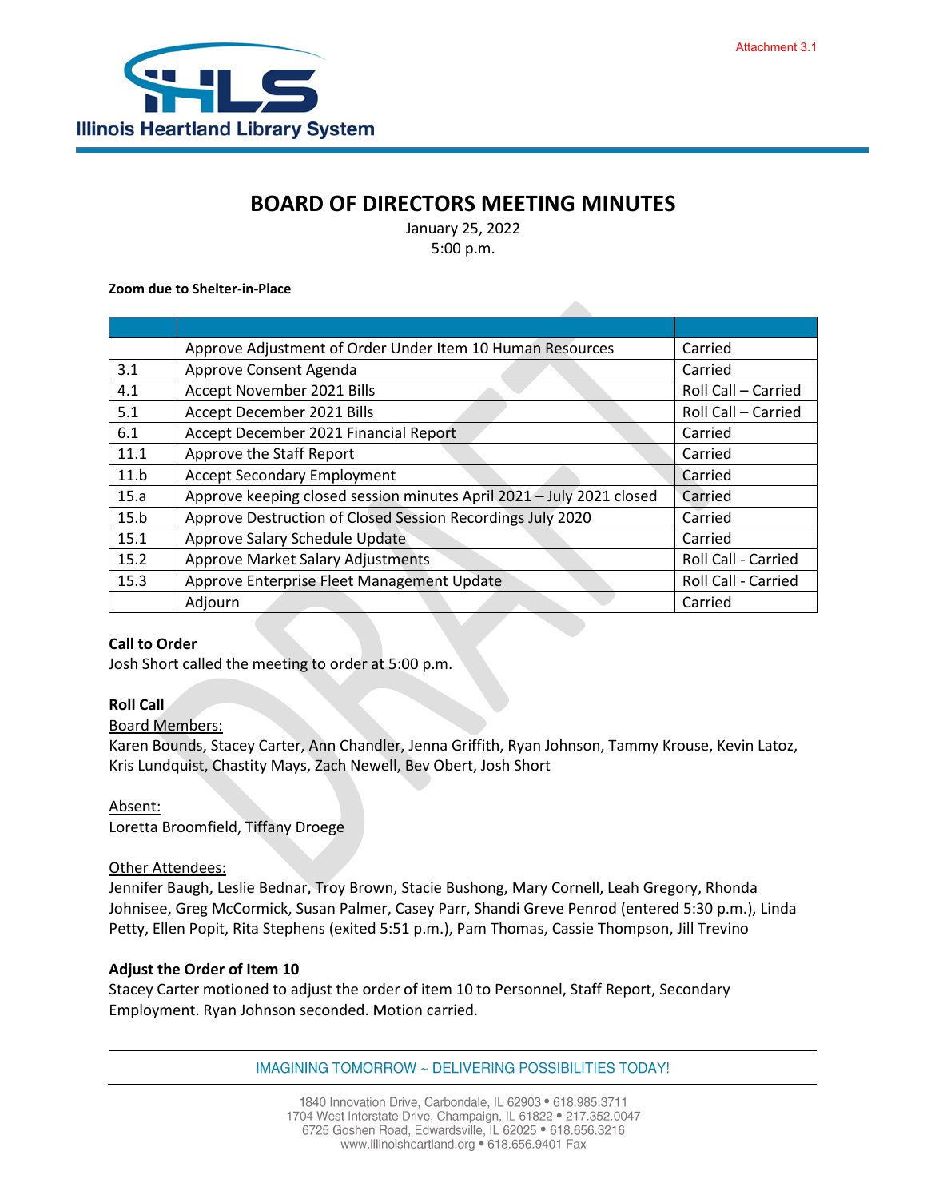Attachment 3.1

Illinois Heartland Library System

# BOARD OF DIRECTORS MEETING MINUTES

January 25, 2022
5:00 p.m.

**Zoom due to Shelter-in-Place**

| | | |
|---|---|---|
| | Approve Adjustment of Order Under Item 10 Human Resources | Carried |
| 3.1 | Approve Consent Agenda | Carried |
| 4.1 | Accept November 2021 Bills | Roll Call – Carried |
| 5.1 | Accept December 2021 Bills | Roll Call – Carried |
| 6.1 | Accept December 2021 Financial Report | Carried |
| 11.1 | Approve the Staff Report | Carried |
| 11.b | Accept Secondary Employment | Carried |
| 15.a | Approve keeping closed session minutes April 2021 – July 2021 closed | Carried |
| 15.b | Approve Destruction of Closed Session Recordings July 2020 | Carried |
| 15.1 | Approve Salary Schedule Update | Carried |
| 15.2 | Approve Market Salary Adjustments | Roll Call - Carried |
| 15.3 | Approve Enterprise Fleet Management Update | Roll Call - Carried |
| | Adjourn | Carried |

**Call to Order**
Josh Short called the meeting to order at 5:00 p.m.

**Roll Call**
Board Members:
Karen Bounds, Stacey Carter, Ann Chandler, Jenna Griffith, Ryan Johnson, Tammy Krouse, Kevin Latoz, Kris Lundquist, Chastity Mays, Zach Newell, Bev Obert, Josh Short

Absent:
Loretta Broomfield, Tiffany Droege

Other Attendees:
Jennifer Baugh, Leslie Bednar, Troy Brown, Stacie Bushong, Mary Cornell, Leah Gregory, Rhonda Johnisee, Greg McCormick, Susan Palmer, Casey Parr, Shandi Greve Penrod (entered 5:30 p.m.), Linda Petty, Ellen Popit, Rita Stephens (exited 5:51 p.m.), Pam Thomas, Cassie Thompson, Jill Trevino

**Adjust the Order of Item 10**
Stacey Carter motioned to adjust the order of item 10 to Personnel, Staff Report, Secondary Employment. Ryan Johnson seconded. Motion carried.

IMAGINING TOMORROW ~ DELIVERING POSSIBILITIES TODAY!

1840 Innovation Drive, Carbondale, IL 62903 • 618.985.3711
1704 West Interstate Drive, Champaign, IL 61822 • 217.352.0047
6725 Goshen Road, Edwardsville, IL 62025 • 618.656.3216
www.illinoisheartland.org • 618.656.9401 Fax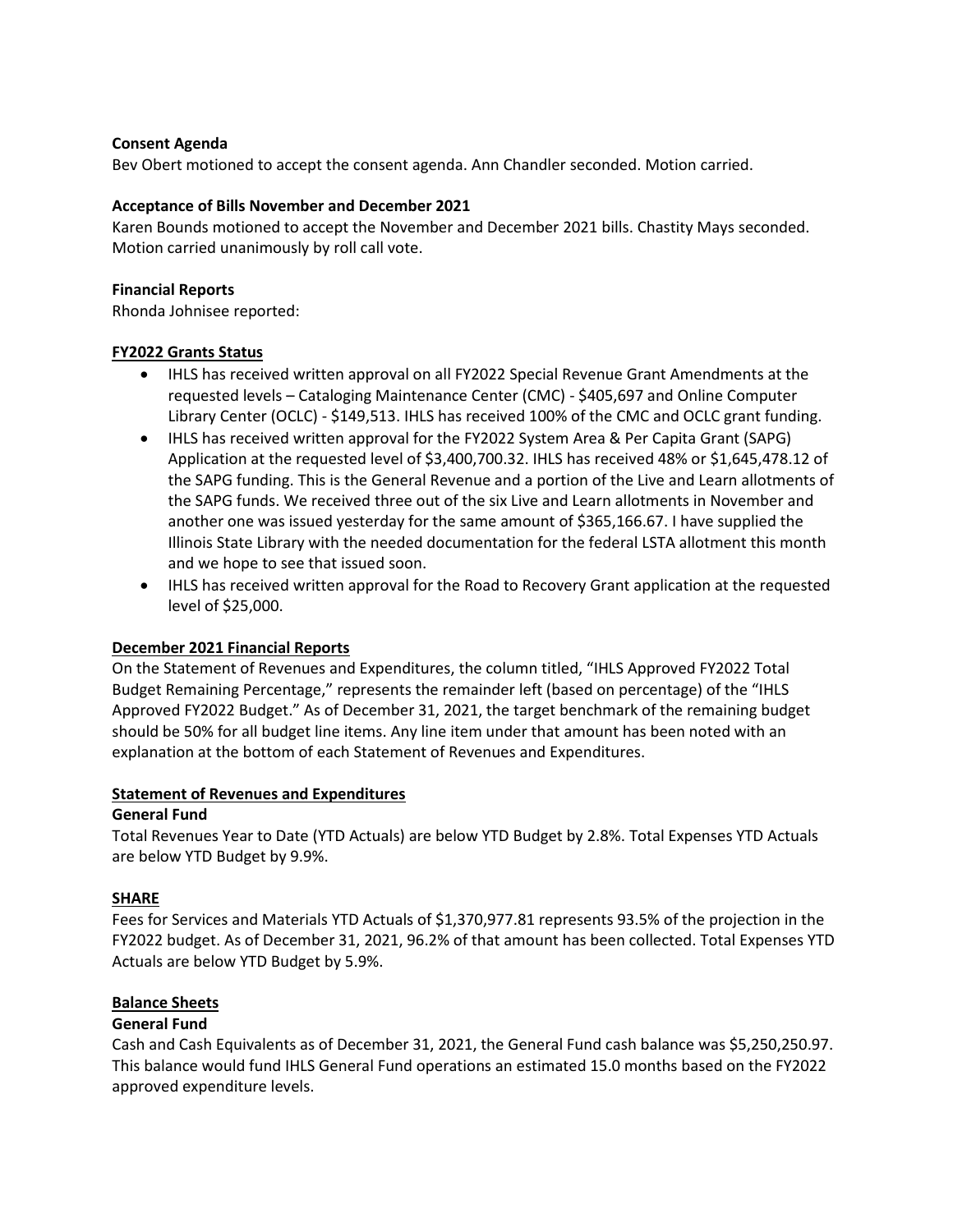**Consent Agenda**

Bev Obert motioned to accept the consent agenda. Ann Chandler seconded. Motion carried.

**Acceptance of Bills November and December 2021**

Karen Bounds motioned to accept the November and December 2021 bills. Chastity Mays seconded. Motion carried unanimously by roll call vote.

**Financial Reports**

Rhonda Johnisee reported:

**FY2022 Grants Status**

- IHLS has received written approval on all FY2022 Special Revenue Grant Amendments at the requested levels – Cataloging Maintenance Center (CMC) - $405,697 and Online Computer Library Center (OCLC) - $149,513. IHLS has received 100% of the CMC and OCLC grant funding.
- IHLS has received written approval for the FY2022 System Area & Per Capita Grant (SAPG) Application at the requested level of $3,400,700.32. IHLS has received 48% or $1,645,478.12 of the SAPG funding. This is the General Revenue and a portion of the Live and Learn allotments of the SAPG funds. We received three out of the six Live and Learn allotments in November and another one was issued yesterday for the same amount of $365,166.67. I have supplied the Illinois State Library with the needed documentation for the federal LSTA allotment this month and we hope to see that issued soon.
- IHLS has received written approval for the Road to Recovery Grant application at the requested level of $25,000.

**December 2021 Financial Reports**

On the Statement of Revenues and Expenditures, the column titled, "IHLS Approved FY2022 Total Budget Remaining Percentage," represents the remainder left (based on percentage) of the "IHLS Approved FY2022 Budget." As of December 31, 2021, the target benchmark of the remaining budget should be 50% for all budget line items. Any line item under that amount has been noted with an explanation at the bottom of each Statement of Revenues and Expenditures.

**Statement of Revenues and Expenditures**

**General Fund**

Total Revenues Year to Date (YTD Actuals) are below YTD Budget by 2.8%. Total Expenses YTD Actuals are below YTD Budget by 9.9%.

**SHARE**

Fees for Services and Materials YTD Actuals of $1,370,977.81 represents 93.5% of the projection in the FY2022 budget. As of December 31, 2021, 96.2% of that amount has been collected. Total Expenses YTD Actuals are below YTD Budget by 5.9%.

**Balance Sheets**

**General Fund**

Cash and Cash Equivalents as of December 31, 2021, the General Fund cash balance was $5,250,250.97. This balance would fund IHLS General Fund operations an estimated 15.0 months based on the FY2022 approved expenditure levels.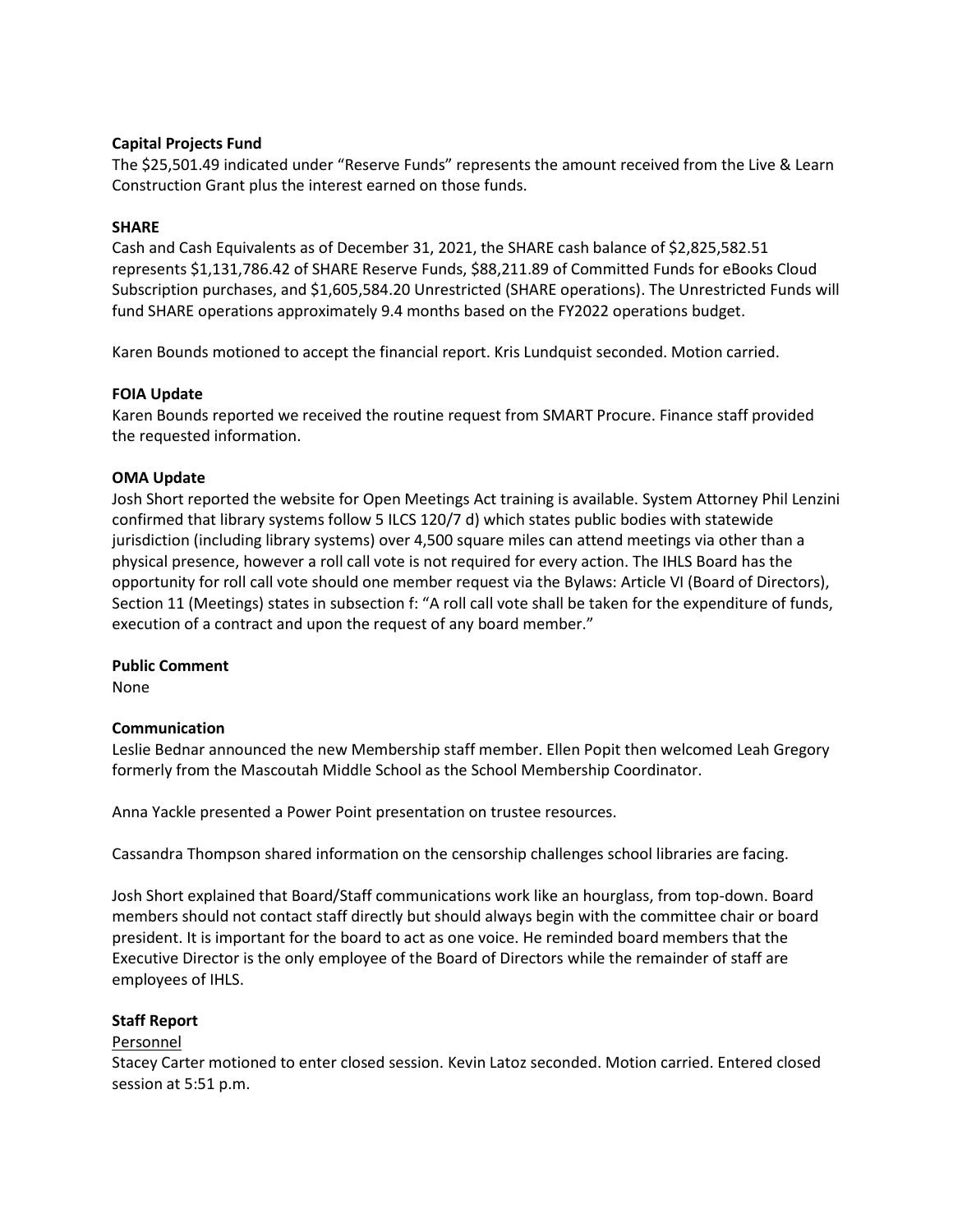**Capital Projects Fund**

The $25,501.49 indicated under "Reserve Funds" represents the amount received from the Live & Learn Construction Grant plus the interest earned on those funds.

**SHARE**

Cash and Cash Equivalents as of December 31, 2021, the SHARE cash balance of $2,825,582.51 represents $1,131,786.42 of SHARE Reserve Funds, $88,211.89 of Committed Funds for eBooks Cloud Subscription purchases, and $1,605,584.20 Unrestricted (SHARE operations). The Unrestricted Funds will fund SHARE operations approximately 9.4 months based on the FY2022 operations budget.

Karen Bounds motioned to accept the financial report. Kris Lundquist seconded. Motion carried.

**FOIA Update**

Karen Bounds reported we received the routine request from SMART Procure. Finance staff provided the requested information.

**OMA Update**

Josh Short reported the website for Open Meetings Act training is available. System Attorney Phil Lenzini confirmed that library systems follow 5 ILCS 120/7 d) which states public bodies with statewide jurisdiction (including library systems) over 4,500 square miles can attend meetings via other than a physical presence, however a roll call vote is not required for every action. The IHLS Board has the opportunity for roll call vote should one member request via the Bylaws: Article VI (Board of Directors), Section 11 (Meetings) states in subsection f: "A roll call vote shall be taken for the expenditure of funds, execution of a contract and upon the request of any board member."

**Public Comment**

None

**Communication**

Leslie Bednar announced the new Membership staff member. Ellen Popit then welcomed Leah Gregory formerly from the Mascoutah Middle School as the School Membership Coordinator.

Anna Yackle presented a Power Point presentation on trustee resources.

Cassandra Thompson shared information on the censorship challenges school libraries are facing.

Josh Short explained that Board/Staff communications work like an hourglass, from top-down. Board members should not contact staff directly but should always begin with the committee chair or board president. It is important for the board to act as one voice. He reminded board members that the Executive Director is the only employee of the Board of Directors while the remainder of staff are employees of IHLS.

**Staff Report**

Personnel

Stacey Carter motioned to enter closed session. Kevin Latoz seconded. Motion carried. Entered closed session at 5:51 p.m.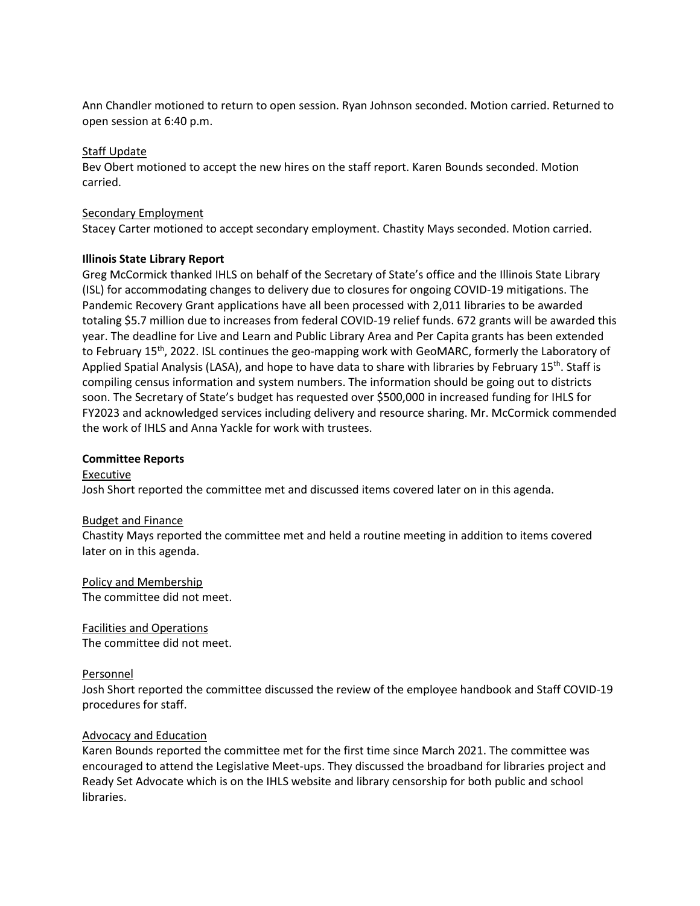Ann Chandler motioned to return to open session. Ryan Johnson seconded. Motion carried. Returned to open session at 6:40 p.m.

Staff Update

Bev Obert motioned to accept the new hires on the staff report. Karen Bounds seconded. Motion carried.

Secondary Employment

Stacey Carter motioned to accept secondary employment. Chastity Mays seconded. Motion carried.

**Illinois State Library Report**

Greg McCormick thanked IHLS on behalf of the Secretary of State's office and the Illinois State Library (ISL) for accommodating changes to delivery due to closures for ongoing COVID-19 mitigations. The Pandemic Recovery Grant applications have all been processed with 2,011 libraries to be awarded totaling $5.7 million due to increases from federal COVID-19 relief funds. 672 grants will be awarded this year. The deadline for Live and Learn and Public Library Area and Per Capita grants has been extended to February 15th, 2022. ISL continues the geo-mapping work with GeoMARC, formerly the Laboratory of Applied Spatial Analysis (LASA), and hope to have data to share with libraries by February 15th. Staff is compiling census information and system numbers. The information should be going out to districts soon. The Secretary of State's budget has requested over $500,000 in increased funding for IHLS for FY2023 and acknowledged services including delivery and resource sharing. Mr. McCormick commended the work of IHLS and Anna Yackle for work with trustees.

**Committee Reports**

Executive

Josh Short reported the committee met and discussed items covered later on in this agenda.

Budget and Finance

Chastity Mays reported the committee met and held a routine meeting in addition to items covered later on in this agenda.

Policy and Membership

The committee did not meet.

Facilities and Operations

The committee did not meet.

Personnel

Josh Short reported the committee discussed the review of the employee handbook and Staff COVID-19 procedures for staff.

Advocacy and Education

Karen Bounds reported the committee met for the first time since March 2021. The committee was encouraged to attend the Legislative Meet-ups. They discussed the broadband for libraries project and Ready Set Advocate which is on the IHLS website and library censorship for both public and school libraries.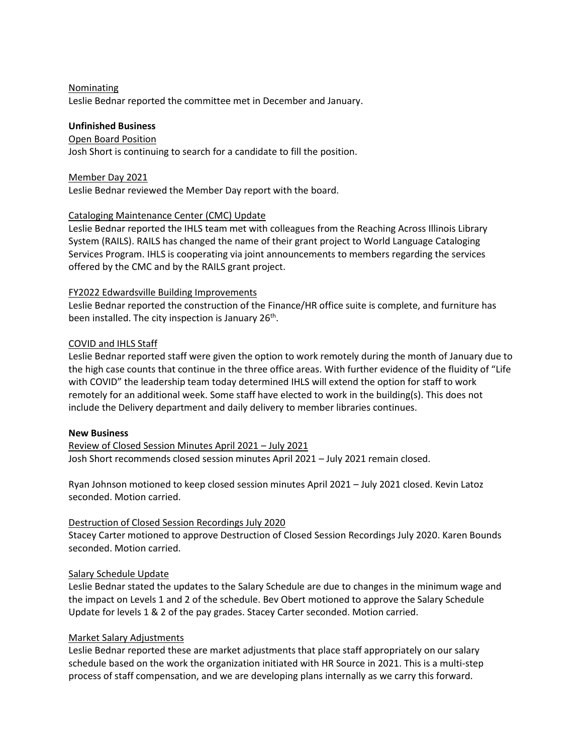Nominating

Leslie Bednar reported the committee met in December and January.

**Unfinished Business**

Open Board Position

Josh Short is continuing to search for a candidate to fill the position.

Member Day 2021

Leslie Bednar reviewed the Member Day report with the board.

Cataloging Maintenance Center (CMC) Update

Leslie Bednar reported the IHLS team met with colleagues from the Reaching Across Illinois Library System (RAILS). RAILS has changed the name of their grant project to World Language Cataloging Services Program. IHLS is cooperating via joint announcements to members regarding the services offered by the CMC and by the RAILS grant project.

FY2022 Edwardsville Building Improvements

Leslie Bednar reported the construction of the Finance/HR office suite is complete, and furniture has been installed. The city inspection is January 26th.

COVID and IHLS Staff

Leslie Bednar reported staff were given the option to work remotely during the month of January due to the high case counts that continue in the three office areas. With further evidence of the fluidity of "Life with COVID" the leadership team today determined IHLS will extend the option for staff to work remotely for an additional week. Some staff have elected to work in the building(s). This does not include the Delivery department and daily delivery to member libraries continues.

**New Business**

Review of Closed Session Minutes April 2021 – July 2021

Josh Short recommends closed session minutes April 2021 – July 2021 remain closed.

Ryan Johnson motioned to keep closed session minutes April 2021 – July 2021 closed. Kevin Latoz seconded. Motion carried.

Destruction of Closed Session Recordings July 2020

Stacey Carter motioned to approve Destruction of Closed Session Recordings July 2020. Karen Bounds seconded. Motion carried.

Salary Schedule Update

Leslie Bednar stated the updates to the Salary Schedule are due to changes in the minimum wage and the impact on Levels 1 and 2 of the schedule. Bev Obert motioned to approve the Salary Schedule Update for levels 1 & 2 of the pay grades. Stacey Carter seconded. Motion carried.

Market Salary Adjustments

Leslie Bednar reported these are market adjustments that place staff appropriately on our salary schedule based on the work the organization initiated with HR Source in 2021. This is a multi-step process of staff compensation, and we are developing plans internally as we carry this forward.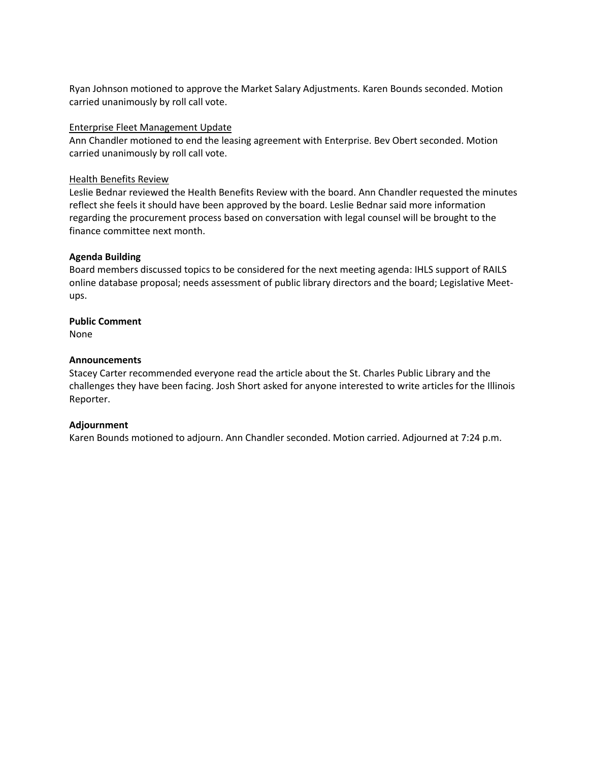Ryan Johnson motioned to approve the Market Salary Adjustments. Karen Bounds seconded. Motion carried unanimously by roll call vote.

<u>Enterprise Fleet Management Update</u>
Ann Chandler motioned to end the leasing agreement with Enterprise. Bev Obert seconded. Motion carried unanimously by roll call vote.

<u>Health Benefits Review</u>
Leslie Bednar reviewed the Health Benefits Review with the board. Ann Chandler requested the minutes reflect she feels it should have been approved by the board. Leslie Bednar said more information regarding the procurement process based on conversation with legal counsel will be brought to the finance committee next month.

**Agenda Building**
Board members discussed topics to be considered for the next meeting agenda: IHLS support of RAILS online database proposal; needs assessment of public library directors and the board; Legislative Meet-ups.

**Public Comment**
None

**Announcements**
Stacey Carter recommended everyone read the article about the St. Charles Public Library and the challenges they have been facing. Josh Short asked for anyone interested to write articles for the Illinois Reporter.

**Adjournment**
Karen Bounds motioned to adjourn. Ann Chandler seconded. Motion carried. Adjourned at 7:24 p.m.